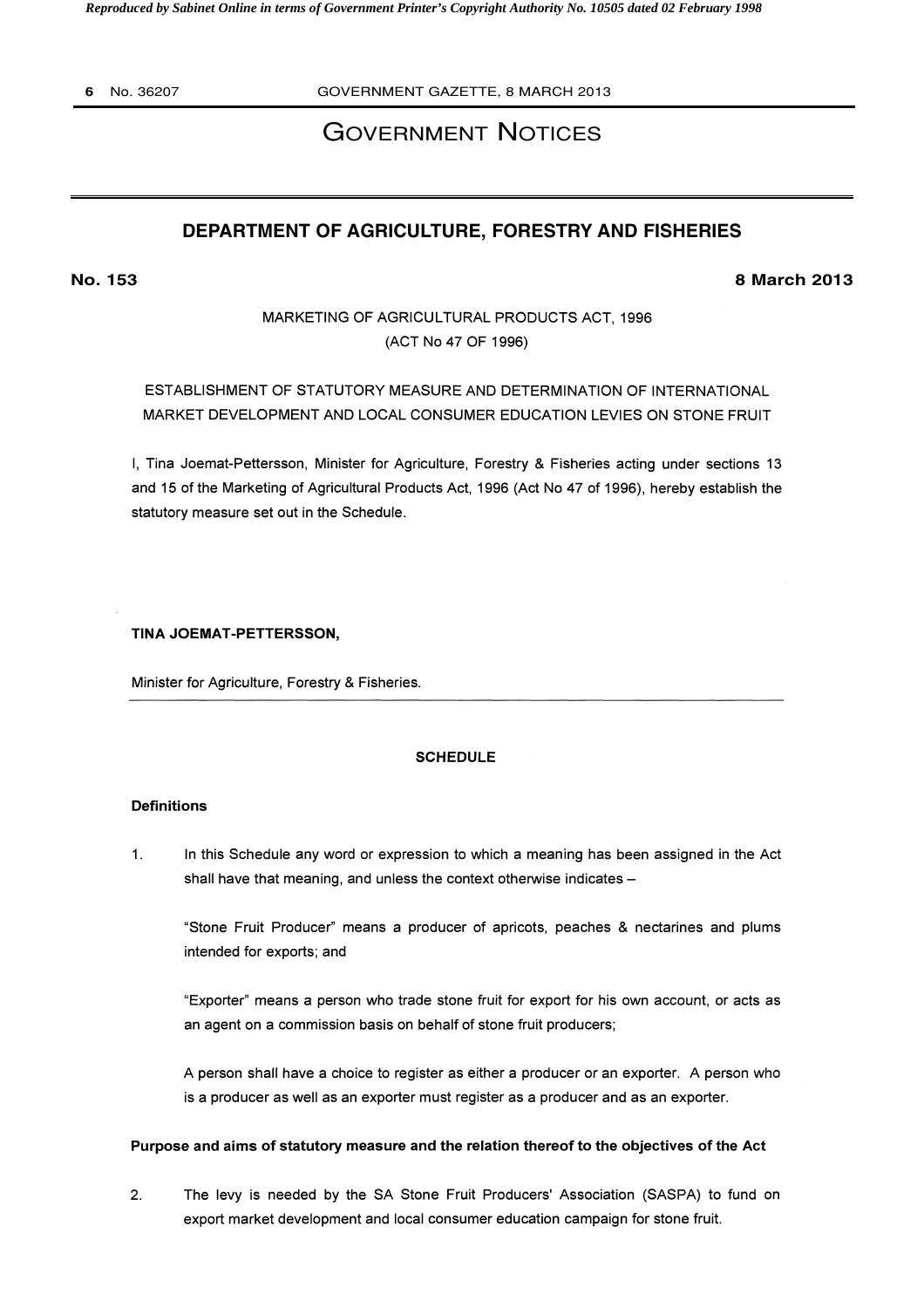# GOVERNMENT NOTICES

## DEPARTMENT OF AGRICULTURE, FORESTRY AND FISHERIES

**No. 153** **8 March 2013**

MARKETING OF AGRICULTURAL PRODUCTS ACT, 1996
(ACT No 47 OF 1996)

ESTABLISHMENT OF STATUTORY MEASURE AND DETERMINATION OF INTERNATIONAL MARKET DEVELOPMENT AND LOCAL CONSUMER EDUCATION LEVIES ON STONE FRUIT

I, Tina Joemat-Pettersson, Minister for Agriculture, Forestry & Fisheries acting under sections 13 and 15 of the Marketing of Agricultural Products Act, 1996 (Act No 47 of 1996), hereby establish the statutory measure set out in the Schedule.

**TINA JOEMAT-PETTERSSON,**

Minister for Agriculture, Forestry & Fisheries.

---

### SCHEDULE

**Definitions**

1. In this Schedule any word or expression to which a meaning has been assigned in the Act shall have that meaning, and unless the context otherwise indicates –

   "Stone Fruit Producer" means a producer of apricots, peaches & nectarines and plums intended for exports; and

   "Exporter" means a person who trade stone fruit for export for his own account, or acts as an agent on a commission basis on behalf of stone fruit producers;

   A person shall have a choice to register as either a producer or an exporter. A person who is a producer as well as an exporter must register as a producer and as an exporter.

**Purpose and aims of statutory measure and the relation thereof to the objectives of the Act**

2. The levy is needed by the SA Stone Fruit Producers' Association (SASPA) to fund on export market development and local consumer education campaign for stone fruit.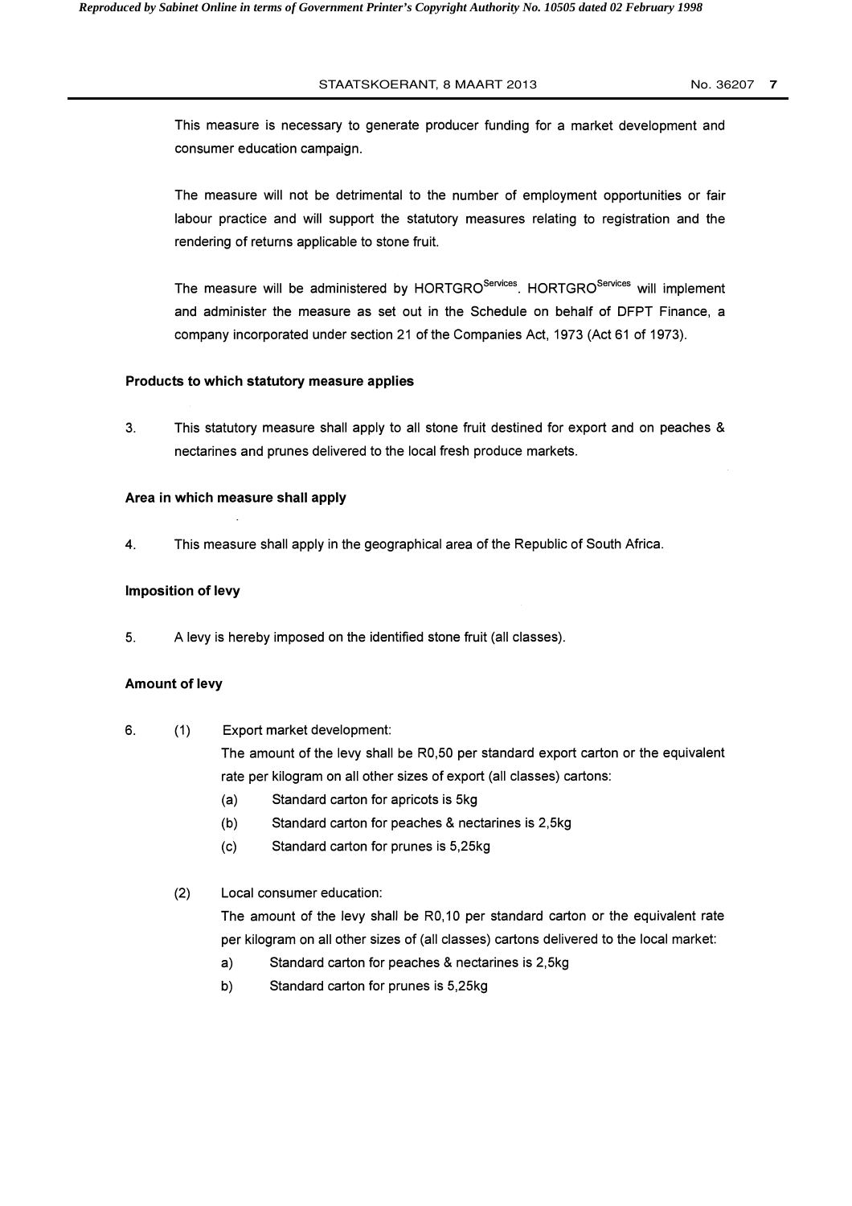This measure is necessary to generate producer funding for a market development and consumer education campaign.

The measure will not be detrimental to the number of employment opportunities or fair labour practice and will support the statutory measures relating to registration and the rendering of returns applicable to stone fruit.

The measure will be administered by HORTGRO$^{Services}$. HORTGRO$^{Services}$ will implement and administer the measure as set out in the Schedule on behalf of DFPT Finance, a company incorporated under section 21 of the Companies Act, 1973 (Act 61 of 1973).

**Products to which statutory measure applies**

3. This statutory measure shall apply to all stone fruit destined for export and on peaches & nectarines and prunes delivered to the local fresh produce markets.

**Area in which measure shall apply**

4. This measure shall apply in the geographical area of the Republic of South Africa.

**Imposition of levy**

5. A levy is hereby imposed on the identified stone fruit (all classes).

**Amount of levy**

6. (1) Export market development:
   The amount of the levy shall be R0,50 per standard export carton or the equivalent rate per kilogram on all other sizes of export (all classes) cartons:
   (a) Standard carton for apricots is 5kg
   (b) Standard carton for peaches & nectarines is 2,5kg
   (c) Standard carton for prunes is 5,25kg

   (2) Local consumer education:
   The amount of the levy shall be R0,10 per standard carton or the equivalent rate per kilogram on all other sizes of (all classes) cartons delivered to the local market:
   a) Standard carton for peaches & nectarines is 2,5kg
   b) Standard carton for prunes is 5,25kg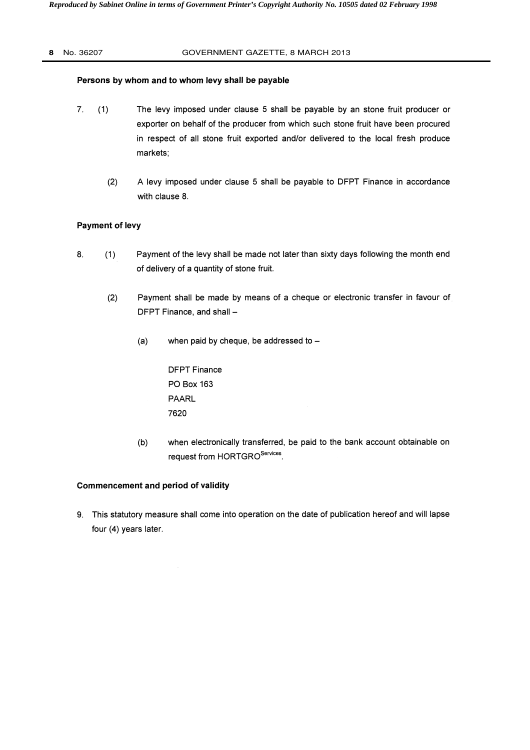**Persons by whom and to whom levy shall be payable**

7. (1) The levy imposed under clause 5 shall be payable by an stone fruit producer or exporter on behalf of the producer from which such stone fruit have been procured in respect of all stone fruit exported and/or delivered to the local fresh produce markets;

   (2) A levy imposed under clause 5 shall be payable to DFPT Finance in accordance with clause 8.

**Payment of levy**

8. (1) Payment of the levy shall be made not later than sixty days following the month end of delivery of a quantity of stone fruit.

   (2) Payment shall be made by means of a cheque or electronic transfer in favour of DFPT Finance, and shall –

      (a) when paid by cheque, be addressed to –

         DFPT Finance
         PO Box 163
         PAARL
         7620

      (b) when electronically transferred, be paid to the bank account obtainable on request from HORTGRO[Services].

**Commencement and period of validity**

9. This statutory measure shall come into operation on the date of publication hereof and will lapse four (4) years later.